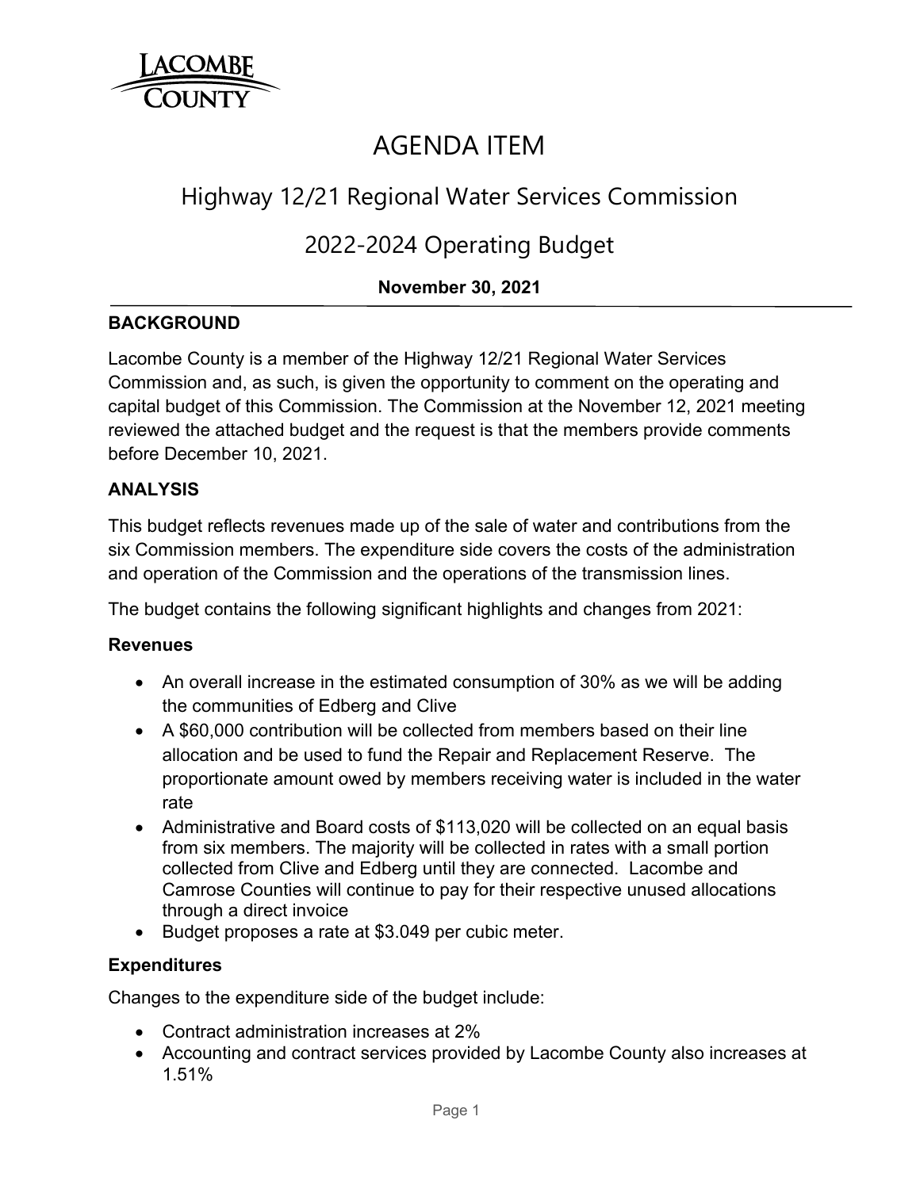LACOMBE COUNTY

# AGENDA ITEM

## Highway 12/21 Regional Water Services Commission

## 2022-2024 Operating Budget

**November 30, 2021**

---

### BACKGROUND

Lacombe County is a member of the Highway 12/21 Regional Water Services Commission and, as such, is given the opportunity to comment on the operating and capital budget of this Commission. The Commission at the November 12, 2021 meeting reviewed the attached budget and the request is that the members provide comments before December 10, 2021.

### ANALYSIS

This budget reflects revenues made up of the sale of water and contributions from the six Commission members. The expenditure side covers the costs of the administration and operation of the Commission and the operations of the transmission lines.

The budget contains the following significant highlights and changes from 2021:

#### Revenues

- An overall increase in the estimated consumption of 30% as we will be adding the communities of Edberg and Clive
- A $60,000 contribution will be collected from members based on their line allocation and be used to fund the Repair and Replacement Reserve. The proportionate amount owed by members receiving water is included in the water rate
- Administrative and Board costs of $113,020 will be collected on an equal basis from six members. The majority will be collected in rates with a small portion collected from Clive and Edberg until they are connected. Lacombe and Camrose Counties will continue to pay for their respective unused allocations through a direct invoice
- Budget proposes a rate at $3.049 per cubic meter.

#### Expenditures

Changes to the expenditure side of the budget include:

- Contract administration increases at 2%
- Accounting and contract services provided by Lacombe County also increases at 1.51%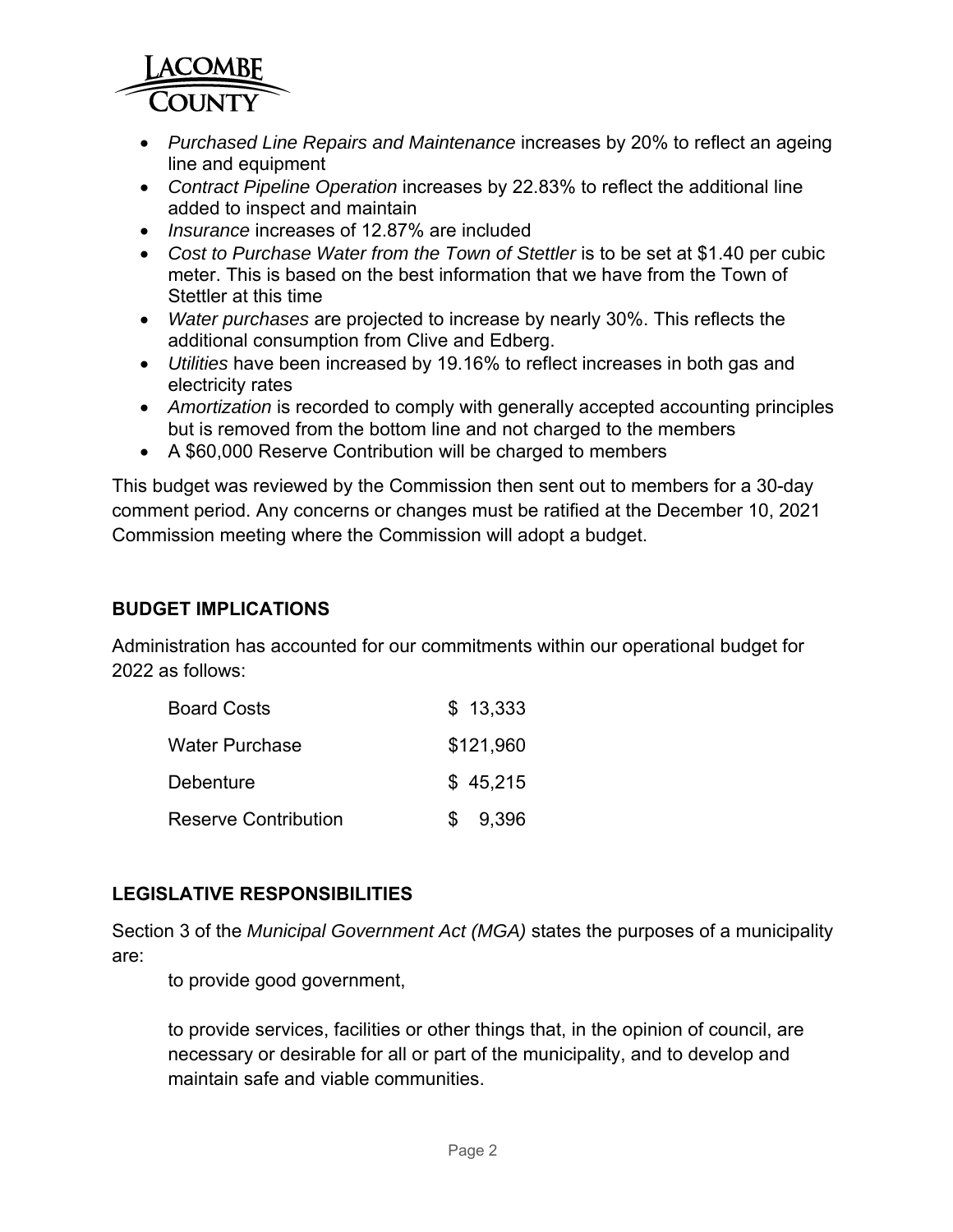- *Purchased Line Repairs and Maintenance* increases by 20% to reflect an ageing line and equipment
- *Contract Pipeline Operation* increases by 22.83% to reflect the additional line added to inspect and maintain
- *Insurance* increases of 12.87% are included
- *Cost to Purchase Water from the Town of Stettler* is to be set at $1.40 per cubic meter. This is based on the best information that we have from the Town of Stettler at this time
- *Water purchases* are projected to increase by nearly 30%. This reflects the additional consumption from Clive and Edberg.
- *Utilities* have been increased by 19.16% to reflect increases in both gas and electricity rates
- *Amortization* is recorded to comply with generally accepted accounting principles but is removed from the bottom line and not charged to the members
- A $60,000 Reserve Contribution will be charged to members

This budget was reviewed by the Commission then sent out to members for a 30-day comment period. Any concerns or changes must be ratified at the December 10, 2021 Commission meeting where the Commission will adopt a budget.

## BUDGET IMPLICATIONS

Administration has accounted for our commitments within our operational budget for 2022 as follows:

| | |
|---|---|
| Board Costs | $ 13,333 |
| Water Purchase | $121,960 |
| Debenture | $ 45,215 |
| Reserve Contribution | $ 9,396 |

## LEGISLATIVE RESPONSIBILITIES

Section 3 of the *Municipal Government Act (MGA)* states the purposes of a municipality are:

> to provide good government,
>
> to provide services, facilities or other things that, in the opinion of council, are necessary or desirable for all or part of the municipality, and to develop and maintain safe and viable communities.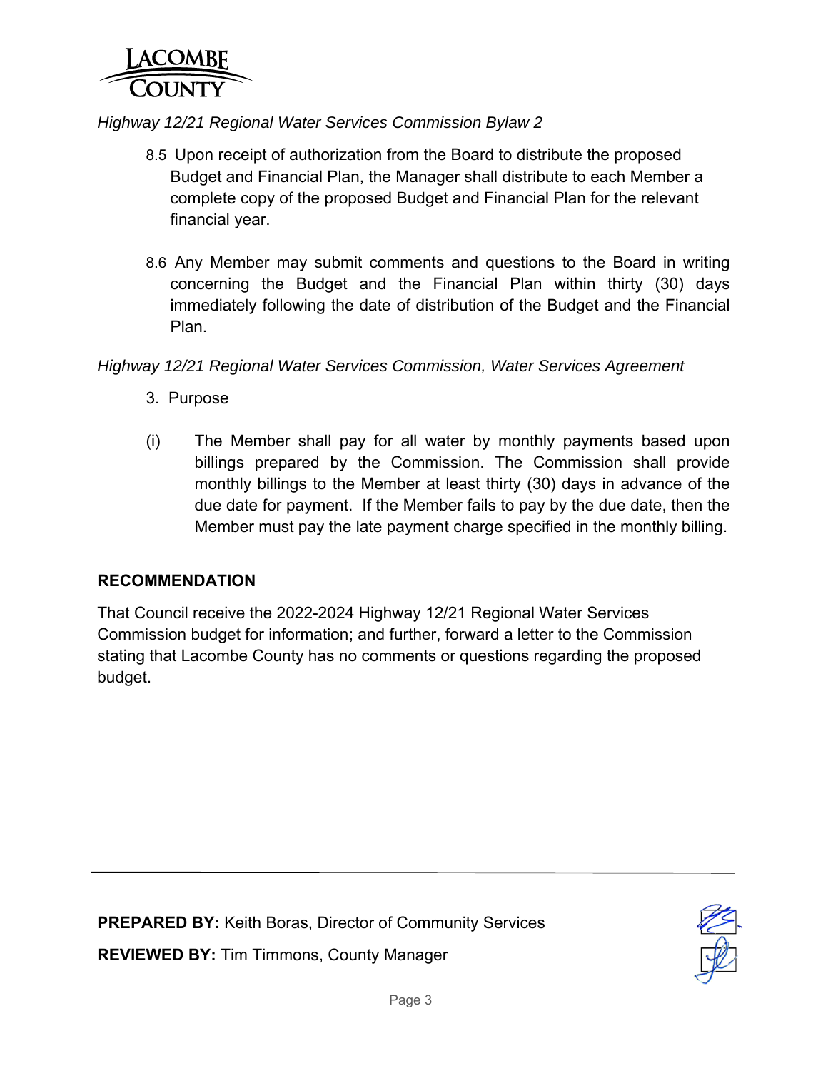*Highway 12/21 Regional Water Services Commission Bylaw 2*

8.5 Upon receipt of authorization from the Board to distribute the proposed Budget and Financial Plan, the Manager shall distribute to each Member a complete copy of the proposed Budget and Financial Plan for the relevant financial year.

8.6 Any Member may submit comments and questions to the Board in writing concerning the Budget and the Financial Plan within thirty (30) days immediately following the date of distribution of the Budget and the Financial Plan.

*Highway 12/21 Regional Water Services Commission, Water Services Agreement*

3. Purpose

(i) The Member shall pay for all water by monthly payments based upon billings prepared by the Commission. The Commission shall provide monthly billings to the Member at least thirty (30) days in advance of the due date for payment. If the Member fails to pay by the due date, then the Member must pay the late payment charge specified in the monthly billing.

**RECOMMENDATION**

That Council receive the 2022-2024 Highway 12/21 Regional Water Services Commission budget for information; and further, forward a letter to the Commission stating that Lacombe County has no comments or questions regarding the proposed budget.

---

**PREPARED BY:** Keith Boras, Director of Community Services

**REVIEWED BY:** Tim Timmons, County Manager